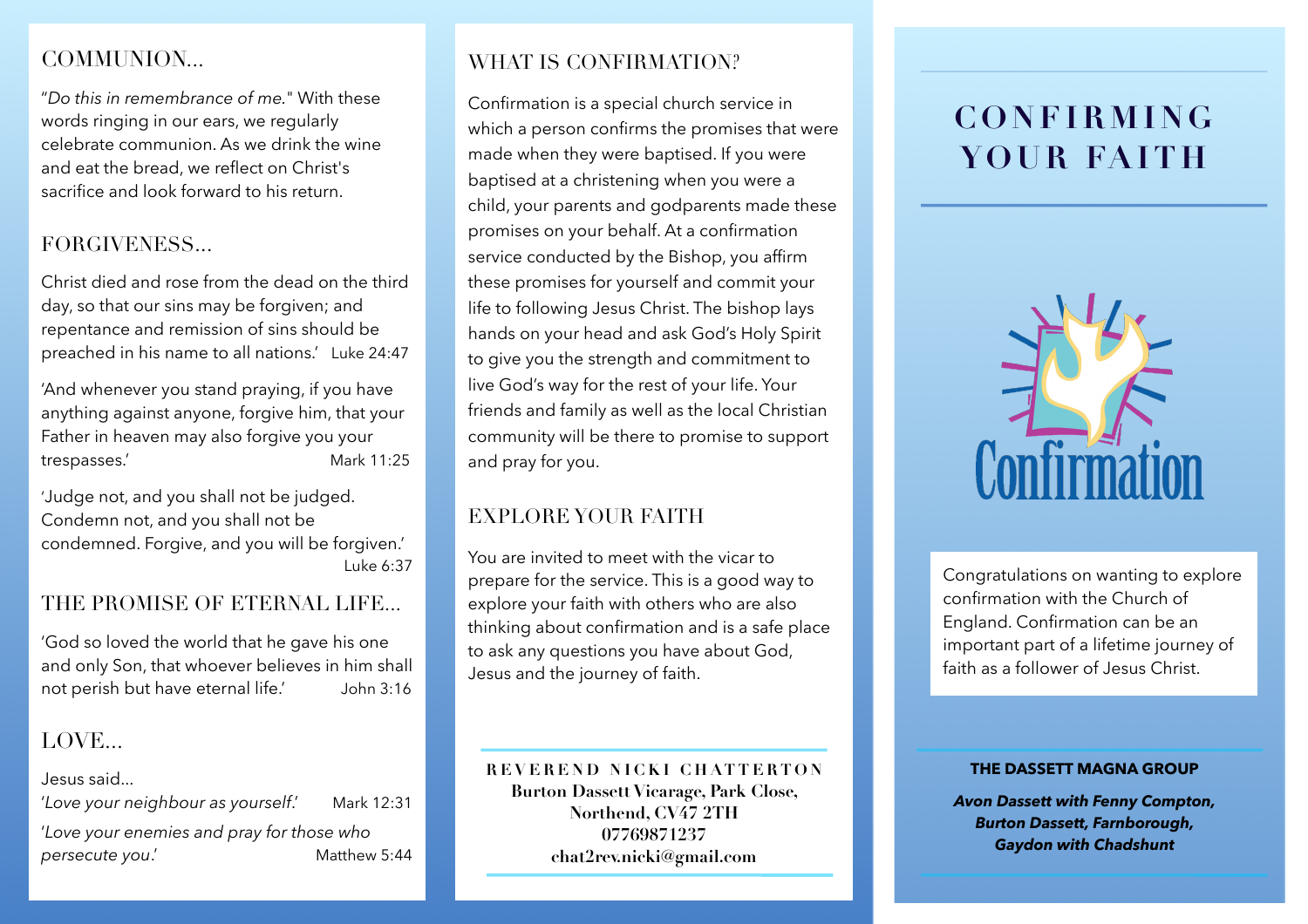## COMMUNION...

"*Do this in remembrance of me*." With these words ringing in our ears, we regularly celebrate communion. As we drink the wine and eat the bread, we reflect on Christ's sacrifice and look forward to his return.

## FORGIVENESS...

Christ died and rose from the dead on the third day, so that our sins may be forgiven; and repentance and remission of sins should be preached in his name to all nations.' Luke 24:47

'And whenever you stand praying, if you have anything against anyone, forgive him, that your Father in heaven may also forgive you your trespasses.' Mark 11:25

'Judge not, and you shall not be judged. Condemn not, and you shall not be condemned. Forgive, and you will be forgiven.' Luke 6:37

## THE PROMISE OF ETERNAL LIFE...

'God so loved the world that he gave his one and only Son, that whoever believes in him shall not perish but have eternal life.' John 3:16

## LOVE...

Jesus said...

'*Love your neighbour as yourself*.' Mark 12:31

'*Love your enemies and pray for those who persecute you*.' Matthew 5:44

## WHAT IS CONFIRMATION?

Confirmation is a special church service in which a person confirms the promises that were made when they were baptised. If you were baptised at a christening when you were a child, your parents and godparents made these promises on your behalf. At a confirmation service conducted by the Bishop, you affirm these promises for yourself and commit your life to following Jesus Christ. The bishop lays hands on your head and ask God's Holy Spirit to give you the strength and commitment to live God's way for the rest of your life. Your friends and family as well as the local Christian community will be there to promise to support and pray for you.

## EXPLORE YOUR FAITH

You are invited to meet with the vicar to prepare for the service. This is a good way to explore your faith with others who are also thinking about confirmation and is a safe place to ask any questions you have about God, Jesus and the journey of faith.

**REVEREND NICKI CHATTERTON**
**Burton Dassett Vicarage, Park Close,**
**Northend, CV47 2TH**
**07769871237**
**chat2rev.nicki@gmail.com**

# CONFIRMING YOUR FAITH

Confirmation

Congratulations on wanting to explore confirmation with the Church of England. Confirmation can be an important part of a lifetime journey of faith as a follower of Jesus Christ.

**THE DASSETT MAGNA GROUP**

***Avon Dassett with Fenny Compton, Burton Dassett, Farnborough, Gaydon with Chadshunt***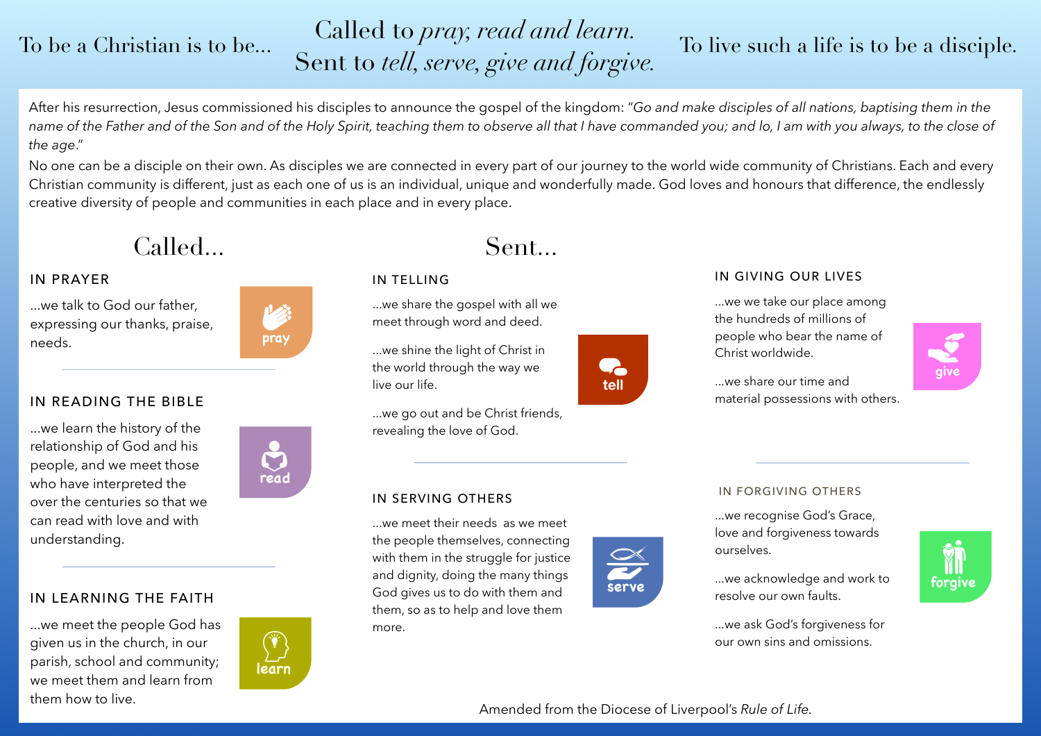To be a Christian is to be... Called to *pray, read and learn.* Sent to *tell, serve, give and forgive.* To live such a life is to be a disciple.

After his resurrection, Jesus commissioned his disciples to announce the gospel of the kingdom: "*Go and make disciples of all nations, baptising them in the name of the Father and of the Son and of the Holy Spirit, teaching them to observe all that I have commanded you; and lo, I am with you always, to the close of the age*."

No one can be a disciple on their own. As disciples we are connected in every part of our journey to the world wide community of Christians. Each and every Christian community is different, just as each one of us is an individual, unique and wonderfully made. God loves and honours that difference, the endlessly creative diversity of people and communities in each place and in every place.

## Called...

### IN PRAYER

...we talk to God our father, expressing our thanks, praise, needs.

pray

### IN READING THE BIBLE

...we learn the history of the relationship of God and his people, and we meet those who have interpreted the over the centuries so that we can read with love and with understanding.

read

### IN LEARNING THE FAITH

...we meet the people God has given us in the church, in our parish, school and community; we meet them and learn from them how to live.

learn

## Sent...

### IN TELLING

...we share the gospel with all we meet through word and deed.

...we shine the light of Christ in the world through the way we live our life.

...we go out and be Christ friends, revealing the love of God.

tell

### IN SERVING OTHERS

...we meet their needs as we meet the people themselves, connecting with them in the struggle for justice and dignity, doing the many things God gives us to do with them and them, so as to help and love them more.

serve

### IN GIVING OUR LIVES

...we we take our place among the hundreds of millions of people who bear the name of Christ worldwide.

...we share our time and material possessions with others.

give

### IN FORGIVING OTHERS

...we recognise God's Grace, love and forgiveness towards ourselves.

...we acknowledge and work to resolve our own faults.

...we ask God's forgiveness for our own sins and omissions.

forgive

Amended from the Diocese of Liverpool's *Rule of Life*.